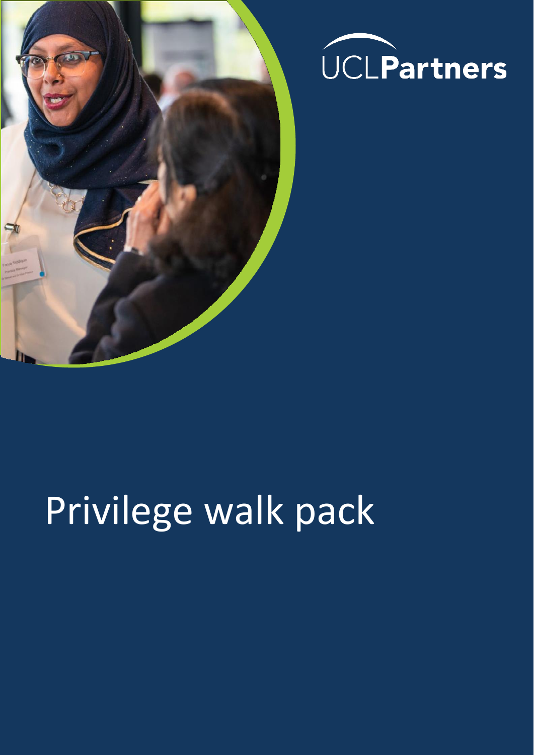UCLPartners

# Privilege walk pack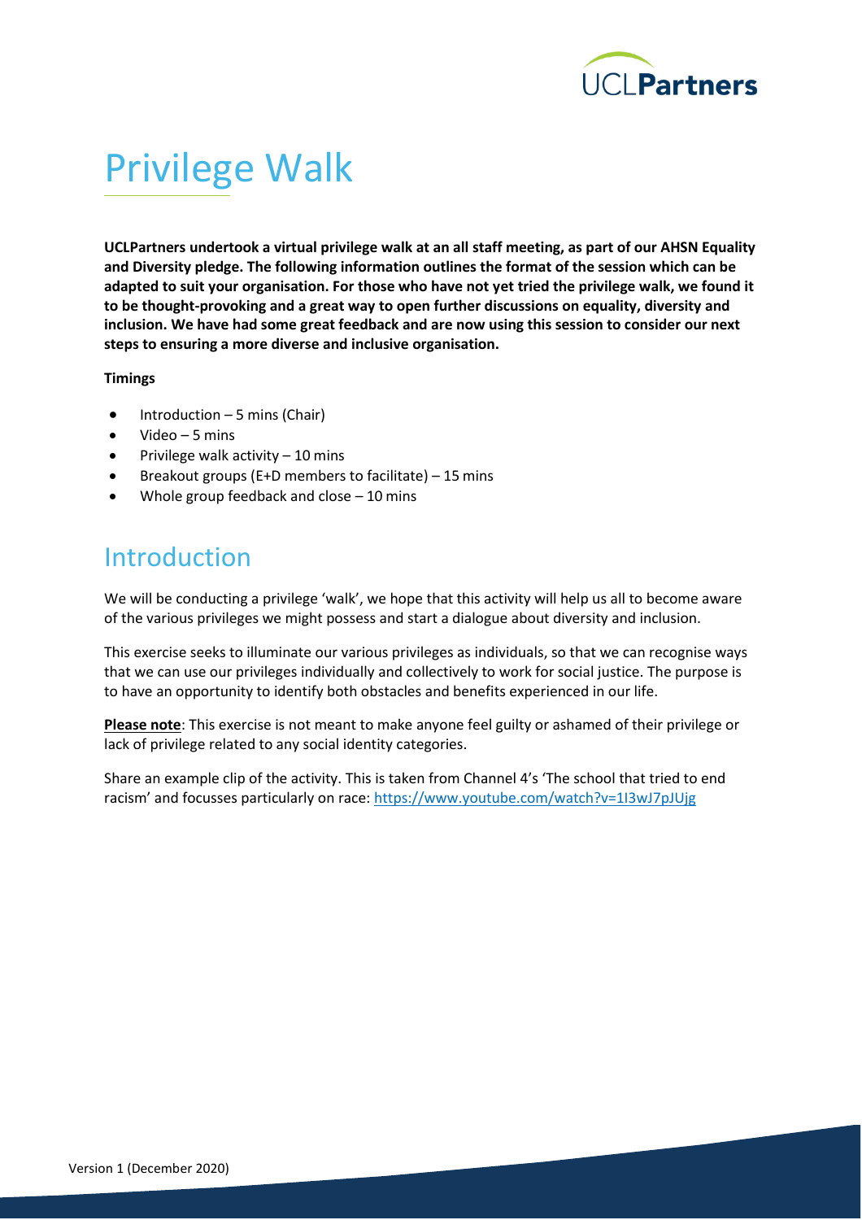# Privilege Walk

**UCLPartners undertook a virtual privilege walk at an all staff meeting, as part of our AHSN Equality and Diversity pledge. The following information outlines the format of the session which can be adapted to suit your organisation. For those who have not yet tried the privilege walk, we found it to be thought-provoking and a great way to open further discussions on equality, diversity and inclusion. We have had some great feedback and are now using this session to consider our next steps to ensuring a more diverse and inclusive organisation.**

**Timings**

- Introduction – 5 mins (Chair)
- Video – 5 mins
- Privilege walk activity – 10 mins
- Breakout groups (E+D members to facilitate) – 15 mins
- Whole group feedback and close – 10 mins

## Introduction

We will be conducting a privilege 'walk', we hope that this activity will help us all to become aware of the various privileges we might possess and start a dialogue about diversity and inclusion.

This exercise seeks to illuminate our various privileges as individuals, so that we can recognise ways that we can use our privileges individually and collectively to work for social justice. The purpose is to have an opportunity to identify both obstacles and benefits experienced in our life.

**Please note**: This exercise is not meant to make anyone feel guilty or ashamed of their privilege or lack of privilege related to any social identity categories.

Share an example clip of the activity. This is taken from Channel 4's 'The school that tried to end racism' and focusses particularly on race: https://www.youtube.com/watch?v=1I3wJ7pJUjg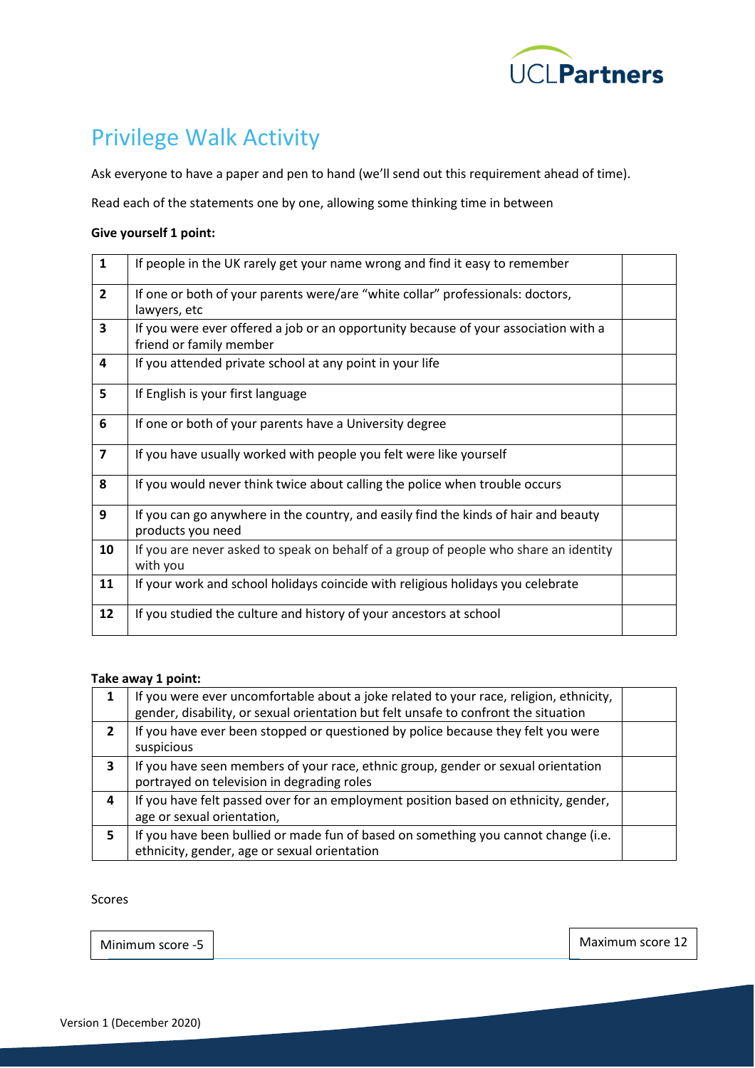# Privilege Walk Activity

Ask everyone to have a paper and pen to hand (we'll send out this requirement ahead of time).

Read each of the statements one by one, allowing some thinking time in between

**Give yourself 1 point:**

| | | |
|---|---|---|
| **1** | If people in the UK rarely get your name wrong and find it easy to remember | |
| **2** | If one or both of your parents were/are "white collar" professionals: doctors, lawyers, etc | |
| **3** | If you were ever offered a job or an opportunity because of your association with a friend or family member | |
| **4** | If you attended private school at any point in your life | |
| **5** | If English is your first language | |
| **6** | If one or both of your parents have a University degree | |
| **7** | If you have usually worked with people you felt were like yourself | |
| **8** | If you would never think twice about calling the police when trouble occurs | |
| **9** | If you can go anywhere in the country, and easily find the kinds of hair and beauty products you need | |
| **10** | If you are never asked to speak on behalf of a group of people who share an identity with you | |
| **11** | If your work and school holidays coincide with religious holidays you celebrate | |
| **12** | If you studied the culture and history of your ancestors at school | |

**Take away 1 point:**

| | | |
|---|---|---|
| **1** | If you were ever uncomfortable about a joke related to your race, religion, ethnicity, gender, disability, or sexual orientation but felt unsafe to confront the situation | |
| **2** | If you have ever been stopped or questioned by police because they felt you were suspicious | |
| **3** | If you have seen members of your race, ethnic group, gender or sexual orientation portrayed on television in degrading roles | |
| **4** | If you have felt passed over for an employment position based on ethnicity, gender, age or sexual orientation, | |
| **5** | If you have been bullied or made fun of based on something you cannot change (i.e. ethnicity, gender, age or sexual orientation | |

Scores

Minimum score -5

Maximum score 12

Version 1 (December 2020)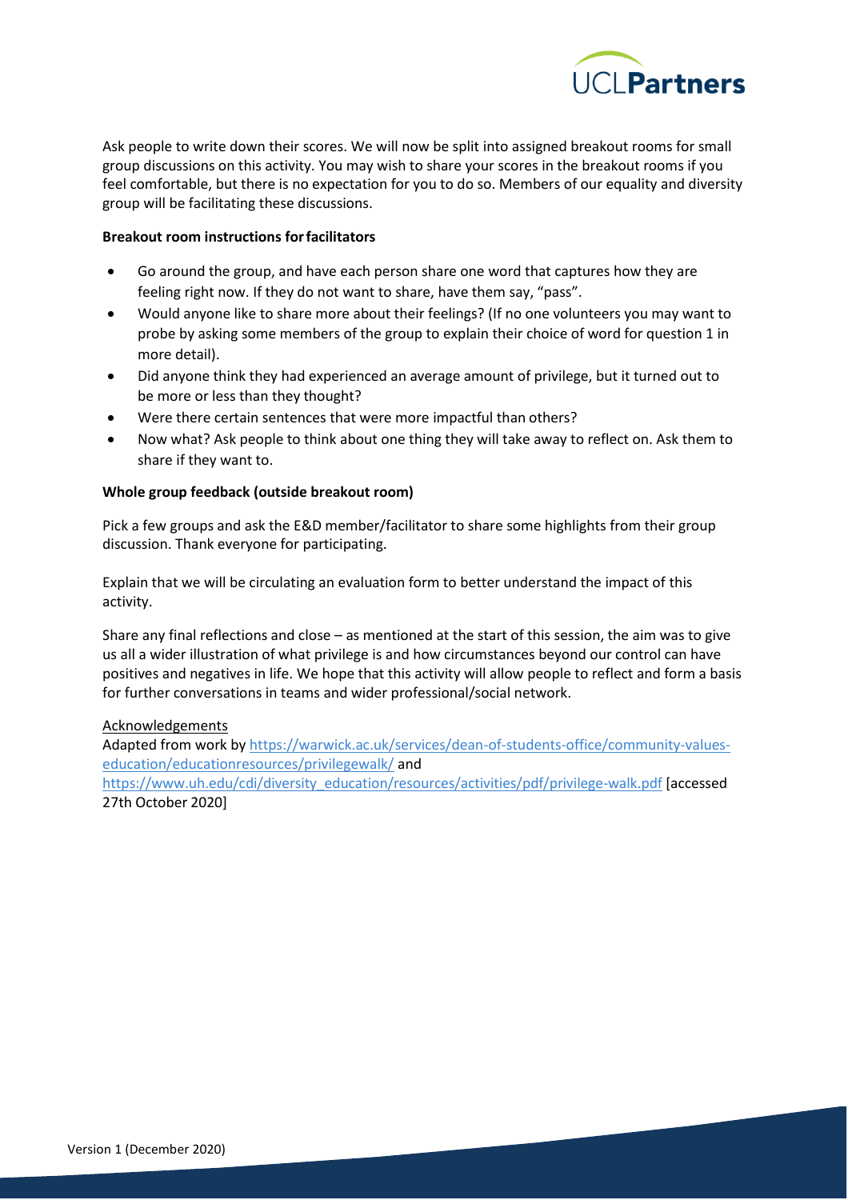Ask people to write down their scores. We will now be split into assigned breakout rooms for small group discussions on this activity. You may wish to share your scores in the breakout rooms if you feel comfortable, but there is no expectation for you to do so. Members of our equality and diversity group will be facilitating these discussions.

**Breakout room instructions for facilitators**

- Go around the group, and have each person share one word that captures how they are feeling right now. If they do not want to share, have them say, "pass".
- Would anyone like to share more about their feelings? (If no one volunteers you may want to probe by asking some members of the group to explain their choice of word for question 1 in more detail).
- Did anyone think they had experienced an average amount of privilege, but it turned out to be more or less than they thought?
- Were there certain sentences that were more impactful than others?
- Now what? Ask people to think about one thing they will take away to reflect on. Ask them to share if they want to.

**Whole group feedback (outside breakout room)**

Pick a few groups and ask the E&D member/facilitator to share some highlights from their group discussion. Thank everyone for participating.

Explain that we will be circulating an evaluation form to better understand the impact of this activity.

Share any final reflections and close – as mentioned at the start of this session, the aim was to give us all a wider illustration of what privilege is and how circumstances beyond our control can have positives and negatives in life. We hope that this activity will allow people to reflect and form a basis for further conversations in teams and wider professional/social network.

Acknowledgements

Adapted from work by https://warwick.ac.uk/services/dean-of-students-office/community-values-education/educationresources/privilegewalk/ and https://www.uh.edu/cdi/diversity_education/resources/activities/pdf/privilege-walk.pdf [accessed 27th October 2020]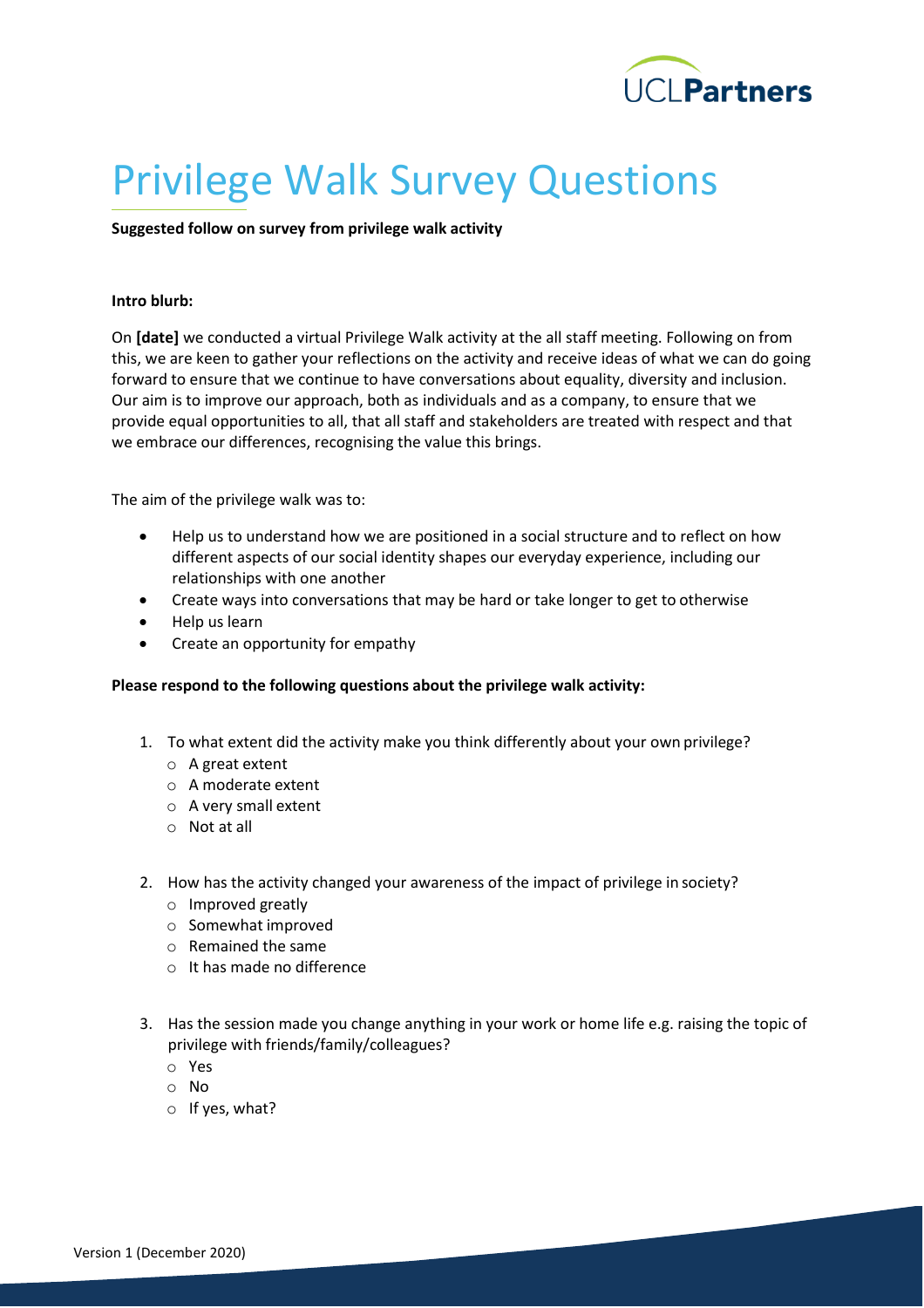# Privilege Walk Survey Questions

**Suggested follow on survey from privilege walk activity**

**Intro blurb:**

On **[date]** we conducted a virtual Privilege Walk activity at the all staff meeting. Following on from this, we are keen to gather your reflections on the activity and receive ideas of what we can do going forward to ensure that we continue to have conversations about equality, diversity and inclusion. Our aim is to improve our approach, both as individuals and as a company, to ensure that we provide equal opportunities to all, that all staff and stakeholders are treated with respect and that we embrace our differences, recognising the value this brings.

The aim of the privilege walk was to:

- Help us to understand how we are positioned in a social structure and to reflect on how different aspects of our social identity shapes our everyday experience, including our relationships with one another
- Create ways into conversations that may be hard or take longer to get to otherwise
- Help us learn
- Create an opportunity for empathy

**Please respond to the following questions about the privilege walk activity:**

1. To what extent did the activity make you think differently about your own privilege?
   - A great extent
   - A moderate extent
   - A very small extent
   - Not at all

2. How has the activity changed your awareness of the impact of privilege in society?
   - Improved greatly
   - Somewhat improved
   - Remained the same
   - It has made no difference

3. Has the session made you change anything in your work or home life e.g. raising the topic of privilege with friends/family/colleagues?
   - Yes
   - No
   - If yes, what?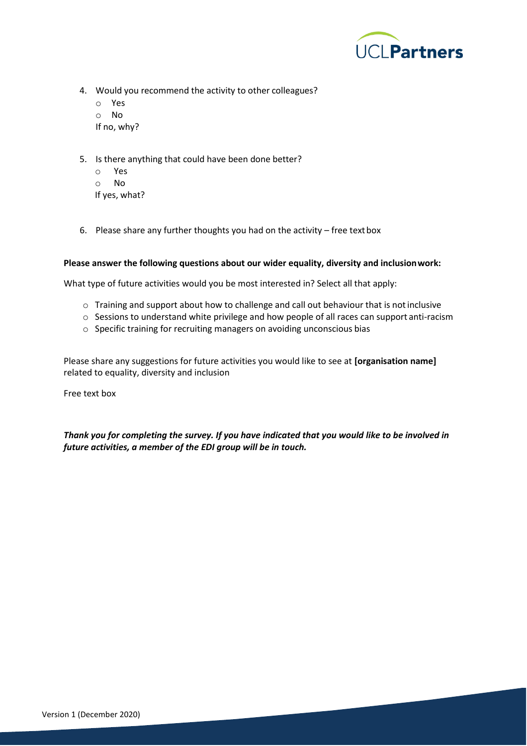4. Would you recommend the activity to other colleagues?
   - Yes
   - No

   If no, why?

5. Is there anything that could have been done better?
   - Yes
   - No

   If yes, what?

6. Please share any further thoughts you had on the activity – free text box

**Please answer the following questions about our wider equality, diversity and inclusion work:**

What type of future activities would you be most interested in? Select all that apply:

- Training and support about how to challenge and call out behaviour that is not inclusive
- Sessions to understand white privilege and how people of all races can support anti-racism
- Specific training for recruiting managers on avoiding unconscious bias

Please share any suggestions for future activities you would like to see at **[organisation name]** related to equality, diversity and inclusion

Free text box

***Thank you for completing the survey. If you have indicated that you would like to be involved in future activities, a member of the EDI group will be in touch.***